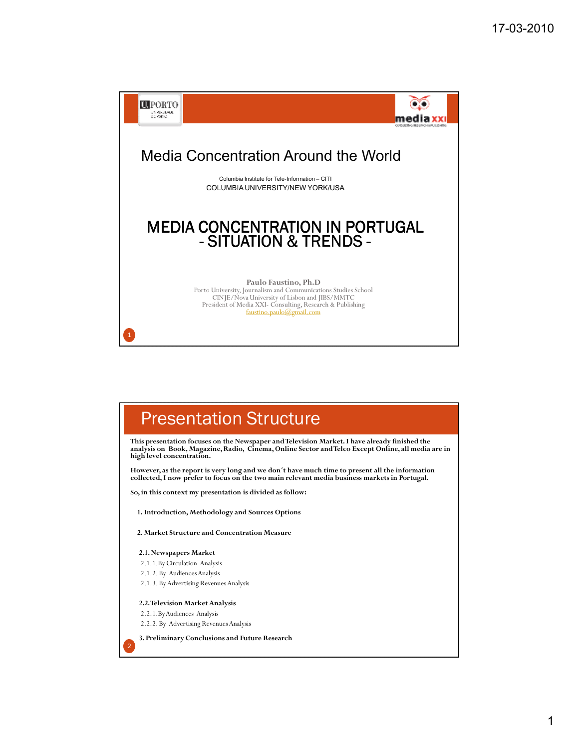# Media Concentration Around the World

Columbia Institute for Tele-Information – CITI
COLUMBIA UNIVERSITY/NEW YORK/USA

## MEDIA CONCENTRATION IN PORTUGAL - SITUATION & TRENDS -

**Paulo Faustino, Ph.D**
Porto University, Journalism and Communications Studies School
CINJE/Nova University of Lisbon and JIBS/MMTC
President of Media XXI- Consulting, Research & Publishing
faustino.paulo@gmail.com

## Presentation Structure

**This presentation focuses on the Newspaper and Television Market. I have already finished the analysis on Book, Magazine, Radio, Cinema, Online Sector and Telco Except Online, all media are in high level concentration.**

**However, as the report is very long and we don´t have much time to present all the information collected, I now prefer to focus on the two main relevant media business markets in Portugal.**

**So, in this context my presentation is divided as follow:**

**1. Introduction, Methodology and Sources Options**

**2. Market Structure and Concentration Measure**

**2.1. Newspapers Market**
- 2.1.1. By Circulation Analysis
- 2.1.2. By Audiences Analysis
- 2.1.3. By Advertising Revenues Analysis

**2.2. Television Market Analysis**
- 2.2.1. By Audiences Analysis
- 2.2.2. By Advertising Revenues Analysis

**3. Preliminary Conclusions and Future Research**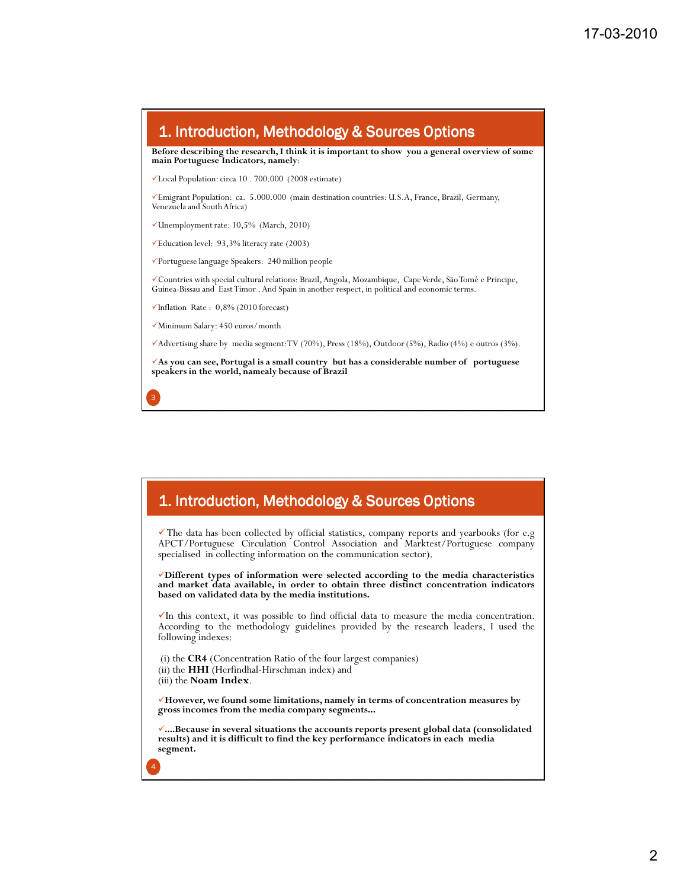## 1. Introduction, Methodology & Sources Options

**Before describing the research, I think it is important to show you a general overview of some main Portuguese Indicators, namely**:

- ✓Local Population: circa 10 . 700.000 (2008 estimate)
- ✓Emigrant Population: ca. 5.000.000 (main destination countries: U.S.A, France, Brazil, Germany, Venezuela and South Africa)
- ✓Unemployment rate: 10,5% (March, 2010)
- ✓Education level: 93,3% literacy rate (2003)
- ✓Portuguese language Speakers: 240 million people
- ✓Countries with special cultural relations: Brazil, Angola, Mozambique, Cape Verde, São Tomé e Principe, Guinea-Bissau and East Timor . And Spain in another respect, in political and economic terms.
- ✓Inflation Rate : 0,8% (2010 forecast)
- ✓Minimum Salary: 450 euros/month
- ✓Advertising share by media segment: TV (70%), Press (18%), Outdoor (5%), Radio (4%) e outros (3%).
- ✓**As you can see, Portugal is a small country but has a considerable number of portuguese speakers in the world, namealy because of Brazil**

## 1. Introduction, Methodology & Sources Options

✓The data has been collected by official statistics, company reports and yearbooks (for e.g APCT/Portuguese Circulation Control Association and Marktest/Portuguese company specialised in collecting information on the communication sector).

✓**Different types of information were selected according to the media characteristics and market data available, in order to obtain three distinct concentration indicators based on validated data by the media institutions.**

✓In this context, it was possible to find official data to measure the media concentration. According to the methodology guidelines provided by the research leaders, I used the following indexes:

(i) the **CR4** (Concentration Ratio of the four largest companies)
(ii) the **HHI** (Herfindhal-Hirschman index) and
(iii) the **Noam Index**.

✓**However, we found some limitations, namely in terms of concentration measures by gross incomes from the media company segments…**

✓**….Because in several situations the accounts reports present global data (consolidated results) and it is difficult to find the key performance indicators in each media segment.**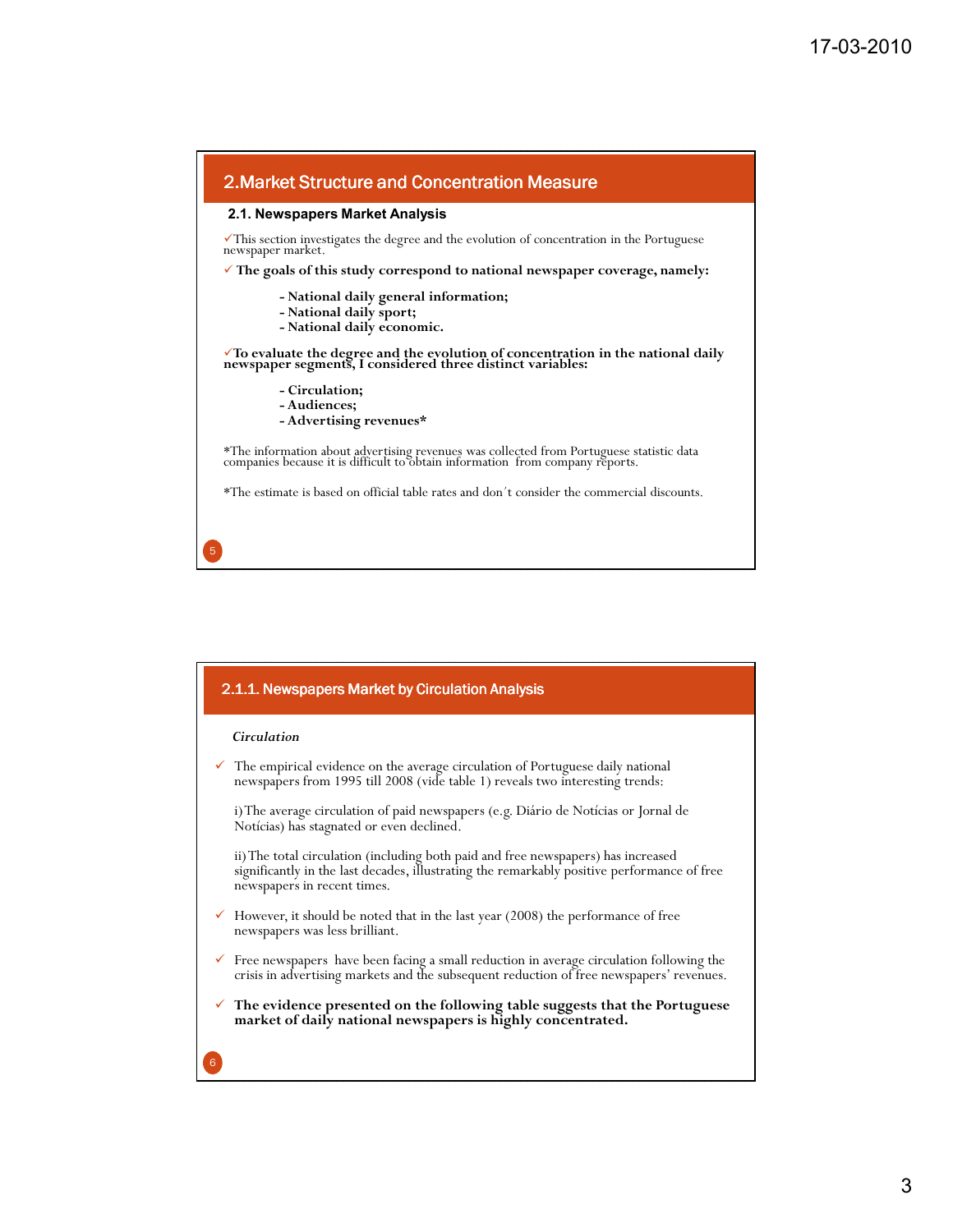## 2.Market Structure and Concentration Measure

### 2.1. Newspapers Market Analysis

✓This section investigates the degree and the evolution of concentration in the Portuguese newspaper market.

✓ **The goals of this study correspond to national newspaper coverage, namely:**

- **National daily general information;**
- **National daily sport;**
- **National daily economic.**

✓**To evaluate the degree and the evolution of concentration in the national daily newspaper segments, I considered three distinct variables:**

- **Circulation;**
- **Audiences;**
- **Advertising revenues***

*The information about advertising revenues was collected from Portuguese statistic data companies because it is difficult to obtain information from company reports.

*The estimate is based on official table rates and don´t consider the commercial discounts.

## 2.1.1. Newspapers Market by Circulation Analysis

*Circulation*

- ✓ The empirical evidence on the average circulation of Portuguese daily national newspapers from 1995 till 2008 (vide table 1) reveals two interesting trends:

  i) The average circulation of paid newspapers (e.g. Diário de Notícias or Jornal de Notícias) has stagnated or even declined.

  ii) The total circulation (including both paid and free newspapers) has increased significantly in the last decades, illustrating the remarkably positive performance of free newspapers in recent times.

- ✓ However, it should be noted that in the last year (2008) the performance of free newspapers was less brilliant.
- ✓ Free newspapers have been facing a small reduction in average circulation following the crisis in advertising markets and the subsequent reduction of free newspapers' revenues.
- ✓ **The evidence presented on the following table suggests that the Portuguese market of daily national newspapers is highly concentrated.**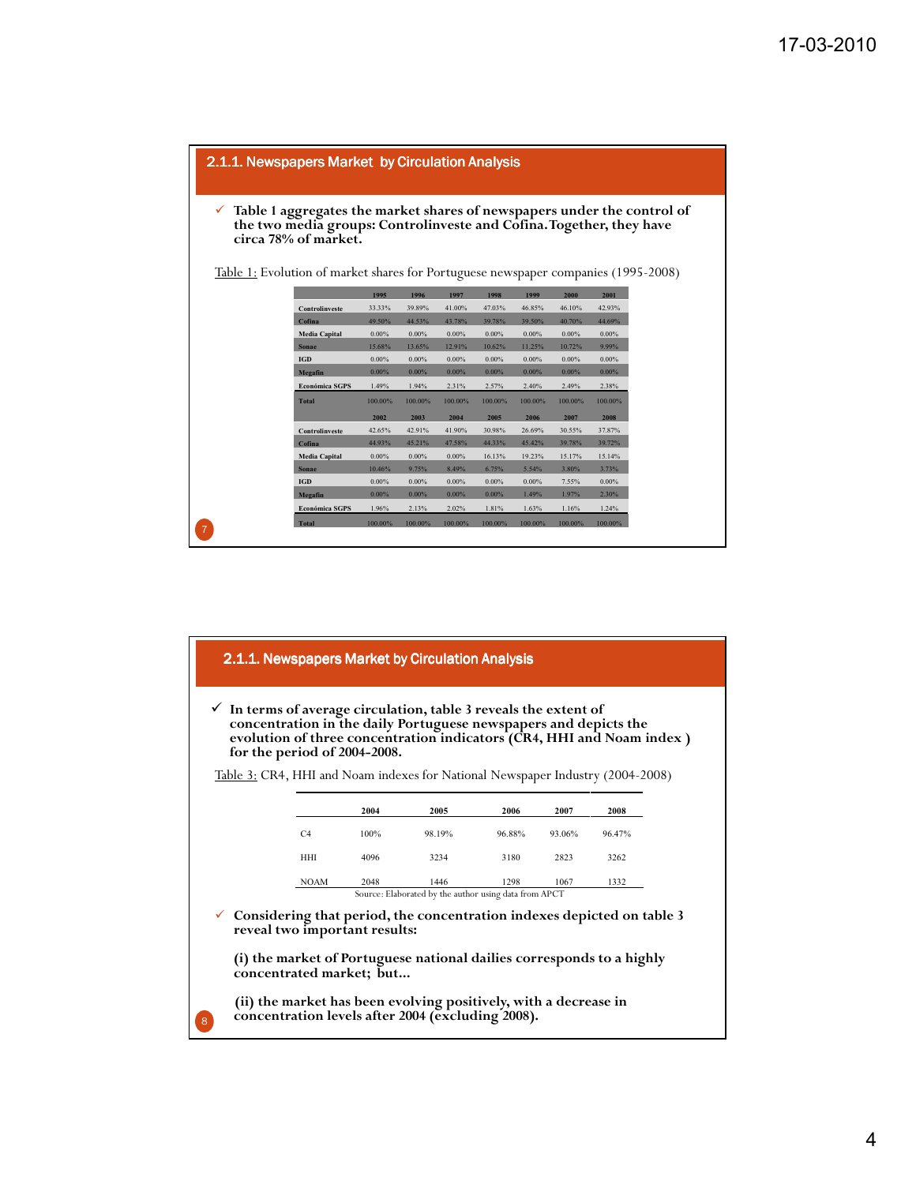## 2.1.1. Newspapers Market by Circulation Analysis

- **Table 1 aggregates the market shares of newspapers under the control of the two media groups: Controlinveste and Cofina. Together, they have circa 78% of market.**

Table 1: Evolution of market shares for Portuguese newspaper companies (1995-2008)

| | 1995 | 1996 | 1997 | 1998 | 1999 | 2000 | 2001 |
|---|---|---|---|---|---|---|---|
| Controlinveste | 33.33% | 39.89% | 41.00% | 47.03% | 46.85% | 46.10% | 42.93% |
| Cofina | 49.50% | 44.53% | 43.78% | 39.78% | 39.50% | 40.70% | 44.69% |
| Media Capital | 0.00% | 0.00% | 0.00% | 0.00% | 0.00% | 0.00% | 0.00% |
| Sonae | 15.68% | 13.65% | 12.91% | 10.62% | 11.25% | 10.72% | 9.99% |
| IGD | 0.00% | 0.00% | 0.00% | 0.00% | 0.00% | 0.00% | 0.00% |
| Megafin | 0.00% | 0.00% | 0.00% | 0.00% | 0.00% | 0.00% | 0.00% |
| Económica SGPS | 1.49% | 1.94% | 2.31% | 2.57% | 2.40% | 2.49% | 2.38% |
| Total | 100.00% | 100.00% | 100.00% | 100.00% | 100.00% | 100.00% | 100.00% |
| | 2002 | 2003 | 2004 | 2005 | 2006 | 2007 | 2008 |
| Controlinveste | 42.65% | 42.91% | 41.90% | 30.98% | 26.69% | 30.55% | 37.87% |
| Cofina | 44.93% | 45.21% | 47.58% | 44.33% | 45.42% | 39.78% | 39.72% |
| Media Capital | 0.00% | 0.00% | 0.00% | 16.13% | 19.23% | 15.17% | 15.14% |
| Sonae | 10.46% | 9.75% | 8.49% | 6.75% | 5.54% | 3.80% | 3.73% |
| IGD | 0.00% | 0.00% | 0.00% | 0.00% | 0.00% | 7.55% | 0.00% |
| Megafin | 0.00% | 0.00% | 0.00% | 0.00% | 1.49% | 1.97% | 2.30% |
| Económica SGPS | 1.96% | 2.13% | 2.02% | 1.81% | 1.63% | 1.16% | 1.24% |
| Total | 100.00% | 100.00% | 100.00% | 100.00% | 100.00% | 100.00% | 100.00% |

## 2.1.1. Newspapers Market by Circulation Analysis

- **In terms of average circulation, table 3 reveals the extent of concentration in the daily Portuguese newspapers and depicts the evolution of three concentration indicators (CR4, HHI and Noam index ) for the period of 2004-2008.**

Table 3: CR4, HHI and Noam indexes for National Newspaper Industry (2004-2008)

| | 2004 | 2005 | 2006 | 2007 | 2008 |
|---|---|---|---|---|---|
| C4 | 100% | 98.19% | 96.88% | 93.06% | 96.47% |
| HHI | 4096 | 3234 | 3180 | 2823 | 3262 |
| NOAM | 2048 | 1446 | 1298 | 1067 | 1332 |

Source: Elaborated by the author using data from APCT

- **Considering that period, the concentration indexes depicted on table 3 reveal two important results:**

  **(i) the market of Portuguese national dailies corresponds to a highly concentrated market; but…**

  **(ii) the market has been evolving positively, with a decrease in concentration levels after 2004 (excluding 2008).**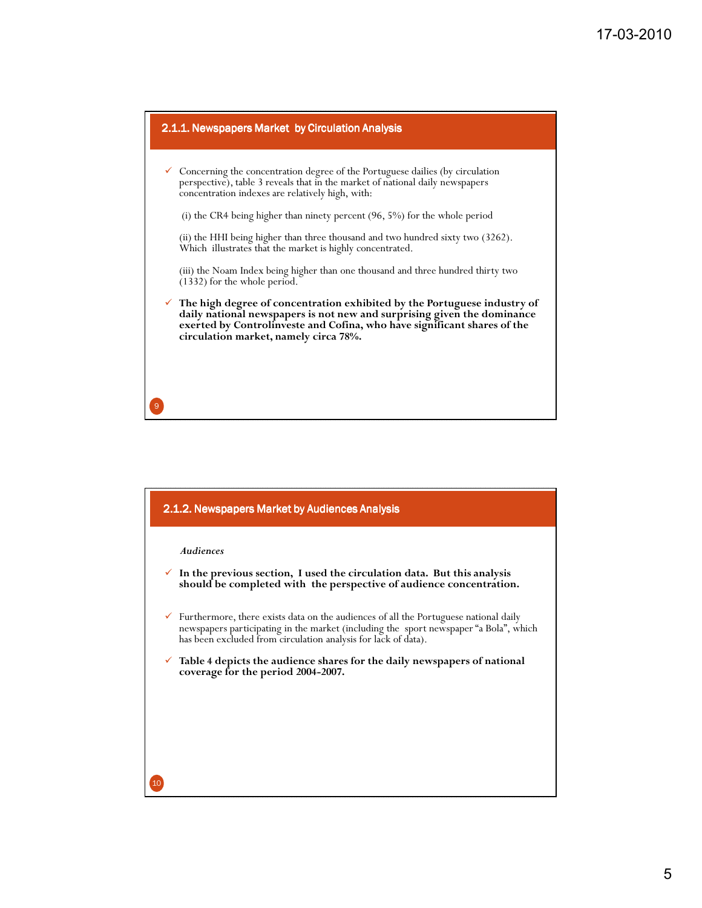## 2.1.1. Newspapers Market by Circulation Analysis

- Concerning the concentration degree of the Portuguese dailies (by circulation perspective), table 3 reveals that in the market of national daily newspapers concentration indexes are relatively high, with:

  (i) the CR4 being higher than ninety percent (96, 5%) for the whole period

  (ii) the HHI being higher than three thousand and two hundred sixty two (3262). Which illustrates that the market is highly concentrated.

  (iii) the Noam Index being higher than one thousand and three hundred thirty two (1332) for the whole period.

- **The high degree of concentration exhibited by the Portuguese industry of daily national newspapers is not new and surprising given the dominance exerted by Controlinveste and Cofina, who have significant shares of the circulation market, namely circa 78%.**

## 2.1.2. Newspapers Market by Audiences Analysis

*Audiences*

- **In the previous section, I used the circulation data. But this analysis should be completed with the perspective of audience concentration.**

- Furthermore, there exists data on the audiences of all the Portuguese national daily newspapers participating in the market (including the sport newspaper "a Bola", which has been excluded from circulation analysis for lack of data).

- **Table 4 depicts the audience shares for the daily newspapers of national coverage for the period 2004-2007.**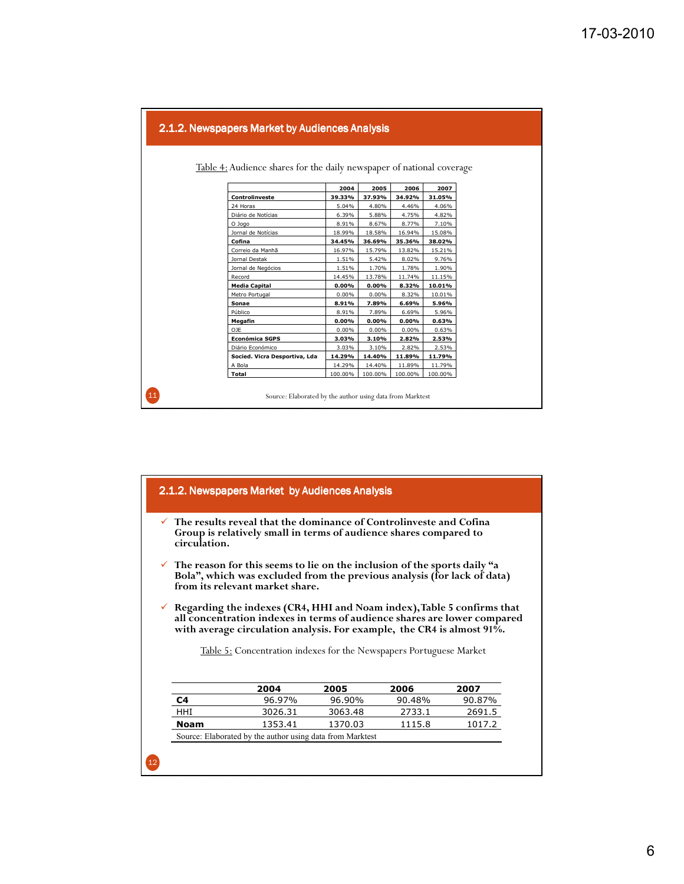## 2.1.2. Newspapers Market by Audiences Analysis

Table 4: Audience shares for the daily newspaper of national coverage

| | 2004 | 2005 | 2006 | 2007 |
|---|---|---|---|---|
| **Controlinveste** | **39.33%** | **37.93%** | **34.92%** | **31.05%** |
| 24 Horas | 5.04% | 4.80% | 4.46% | 4.06% |
| Diário de Notícias | 6.39% | 5.88% | 4.75% | 4.82% |
| O Jogo | 8.91% | 8.67% | 8.77% | 7.10% |
| Jornal de Notícias | 18.99% | 18.58% | 16.94% | 15.08% |
| **Cofina** | **34.45%** | **36.69%** | **35.36%** | **38.02%** |
| Correio da Manhã | 16.97% | 15.79% | 13.82% | 15.21% |
| Jornal Destak | 1.51% | 5.42% | 8.02% | 9.76% |
| Jornal de Negócios | 1.51% | 1.70% | 1.78% | 1.90% |
| Record | 14.45% | 13.78% | 11.74% | 11.15% |
| **Media Capital** | **0.00%** | **0.00%** | **8.32%** | **10.01%** |
| Metro Portugal | 0.00% | 0.00% | 8.32% | 10.01% |
| **Sonae** | **8.91%** | **7.89%** | **6.69%** | **5.96%** |
| Público | 8.91% | 7.89% | 6.69% | 5.96% |
| **Megafin** | **0.00%** | **0.00%** | **0.00%** | **0.63%** |
| OJE | 0.00% | 0.00% | 0.00% | 0.63% |
| **Económica SGPS** | **3.03%** | **3.10%** | **2.82%** | **2.53%** |
| Diário Económico | 3.03% | 3.10% | 2.82% | 2.53% |
| **Socied. Vicra Desportiva, Lda** | **14.29%** | **14.40%** | **11.89%** | **11.79%** |
| A Bola | 14.29% | 14.40% | 11.89% | 11.79% |
| **Total** | 100.00% | 100.00% | 100.00% | 100.00% |

Source: Elaborated by the author using data from Marktest

## 2.1.2. Newspapers Market by Audiences Analysis

- **The results reveal that the dominance of Controlinveste and Cofina Group is relatively small in terms of audience shares compared to circulation.**
- **The reason for this seems to lie on the inclusion of the sports daily "a Bola", which was excluded from the previous analysis (for lack of data) from its relevant market share.**
- **Regarding the indexes (CR4, HHI and Noam index), Table 5 confirms that all concentration indexes in terms of audience shares are lower compared with average circulation analysis. For example, the CR4 is almost 91%.**

Table 5: Concentration indexes for the Newspapers Portuguese Market

| | 2004 | 2005 | 2006 | 2007 |
|---|---|---|---|---|
| **C4** | 96.97% | 96.90% | 90.48% | 90.87% |
| HHI | 3026.31 | 3063.48 | 2733.1 | 2691.5 |
| **Noam** | 1353.41 | 1370.03 | 1115.8 | 1017.2 |

Source: Elaborated by the author using data from Marktest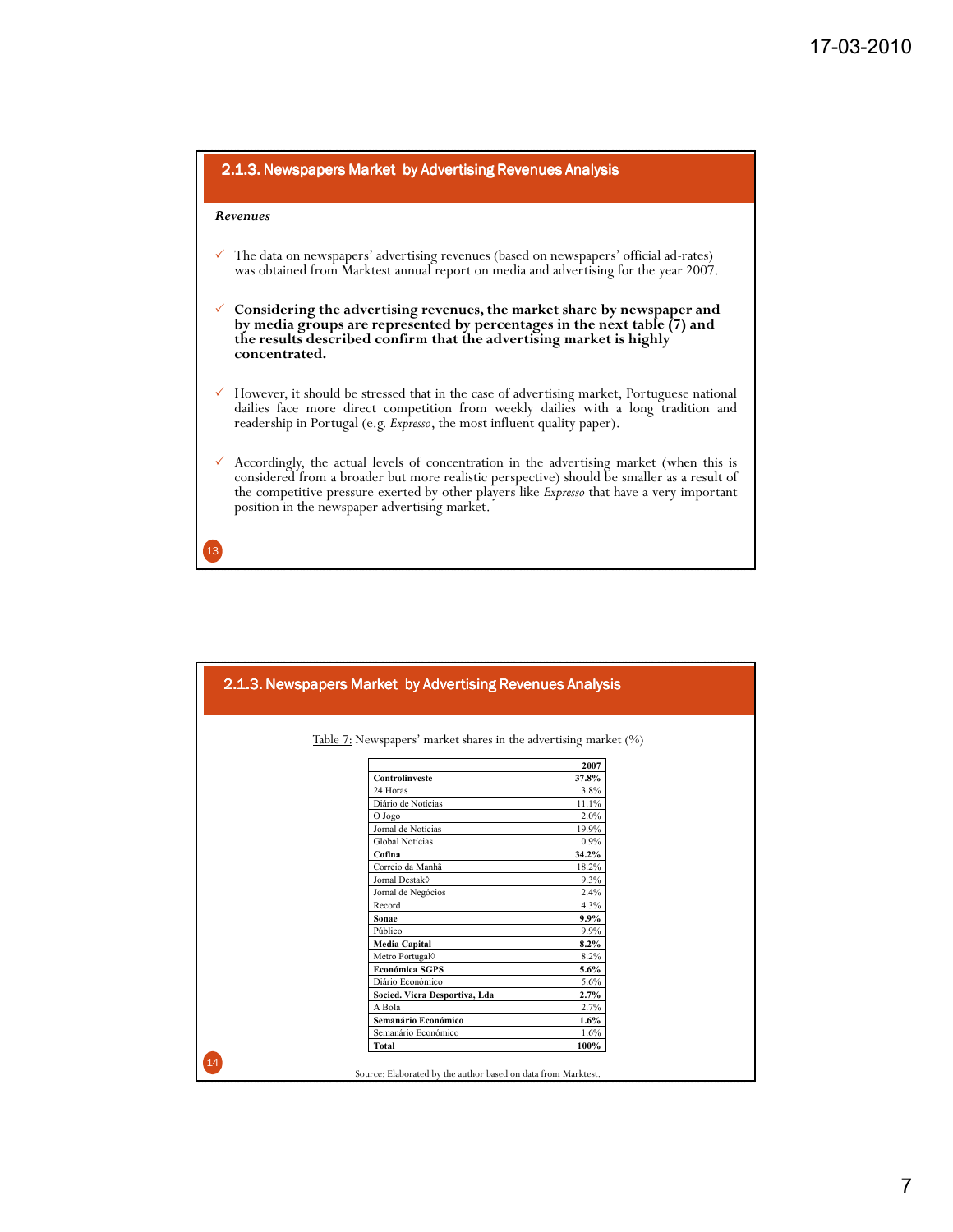## 2.1.3. Newspapers Market by Advertising Revenues Analysis

*Revenues*

- The data on newspapers' advertising revenues (based on newspapers' official ad-rates) was obtained from Marktest annual report on media and advertising for the year 2007.
- **Considering the advertising revenues, the market share by newspaper and by media groups are represented by percentages in the next table (7) and the results described confirm that the advertising market is highly concentrated.**
- However, it should be stressed that in the case of advertising market, Portuguese national dailies face more direct competition from weekly dailies with a long tradition and readership in Portugal (e.g. *Expresso*, the most influent quality paper).
- Accordingly, the actual levels of concentration in the advertising market (when this is considered from a broader but more realistic perspective) should be smaller as a result of the competitive pressure exerted by other players like *Expresso* that have a very important position in the newspaper advertising market.

## 2.1.3. Newspapers Market by Advertising Revenues Analysis

Table 7: Newspapers' market shares in the advertising market (%)

| | 2007 |
|---|---|
| **Controlinveste** | **37.8%** |
| 24 Horas | 3.8% |
| Diário de Notícias | 11.1% |
| O Jogo | 2.0% |
| Jornal de Notícias | 19.9% |
| Global Noticias | 0.9% |
| **Cofina** | **34.2%** |
| Correio da Manhã | 18.2% |
| Jornal Destak◊ | 9.3% |
| Jornal de Negócios | 2.4% |
| Record | 4.3% |
| **Sonae** | **9.9%** |
| Público | 9.9% |
| **Media Capital** | **8.2%** |
| Metro Portugal◊ | 8.2% |
| **Económica SGPS** | **5.6%** |
| Diário Económico | 5.6% |
| **Socied. Vicra Desportiva, Lda** | **2.7%** |
| A Bola | 2.7% |
| **Semanário Económico** | **1.6%** |
| Semanário Económico | 1.6% |
| **Total** | **100%** |

Source: Elaborated by the author based on data from Marktest.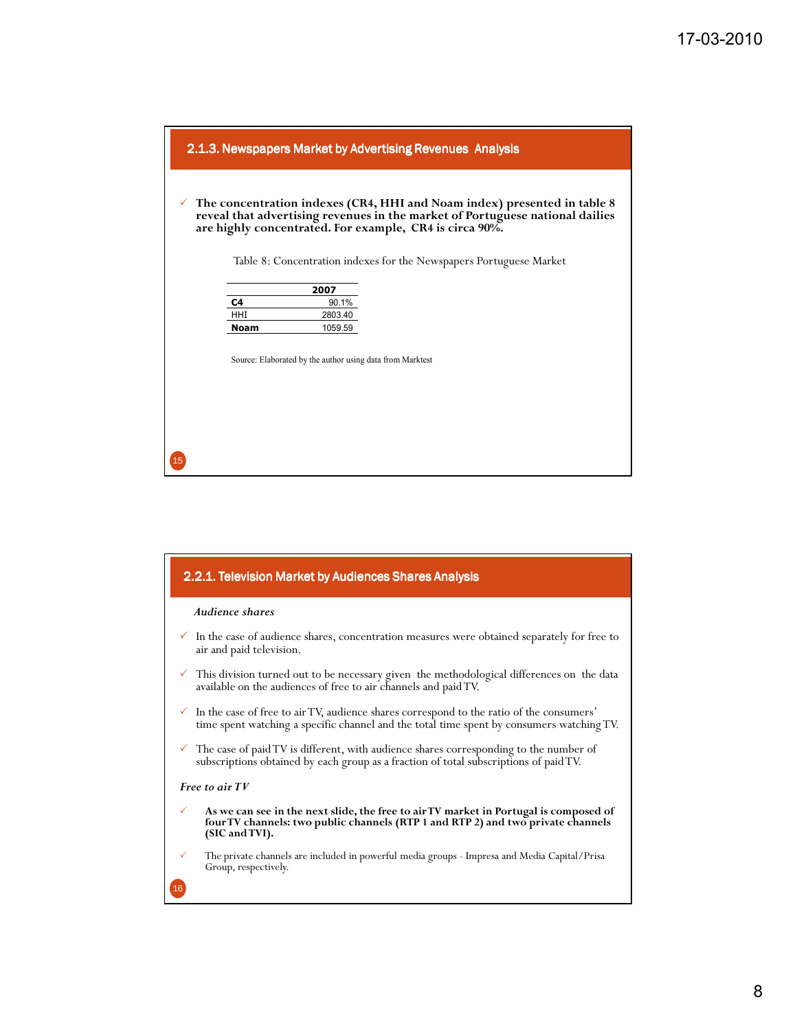## 2.1.3. Newspapers Market by Advertising Revenues Analysis

- **The concentration indexes (CR4, HHI and Noam index) presented in table 8 reveal that advertising revenues in the market of Portuguese national dailies are highly concentrated. For example, CR4 is circa 90%.**

Table 8: Concentration indexes for the Newspapers Portuguese Market

| | 2007 |
|---|---|
| **C4** | 90.1% |
| HHI | 2803.40 |
| **Noam** | 1059.59 |

Source: Elaborated by the author using data from Marktest

## 2.2.1. Television Market by Audiences Shares Analysis

***Audience shares***

- In the case of audience shares, concentration measures were obtained separately for free to air and paid television.
- This division turned out to be necessary given the methodological differences on the data available on the audiences of free to air channels and paid TV.
- In the case of free to air TV, audience shares correspond to the ratio of the consumers' time spent watching a specific channel and the total time spent by consumers watching TV.
- The case of paid TV is different, with audience shares corresponding to the number of subscriptions obtained by each group as a fraction of total subscriptions of paid TV.

***Free to air TV***

- **As we can see in the next slide, the free to air TV market in Portugal is composed of four TV channels: two public channels (RTP 1 and RTP 2) and two private channels (SIC and TVI).**
- The private channels are included in powerful media groups - Impresa and Media Capital/Prisa Group, respectively.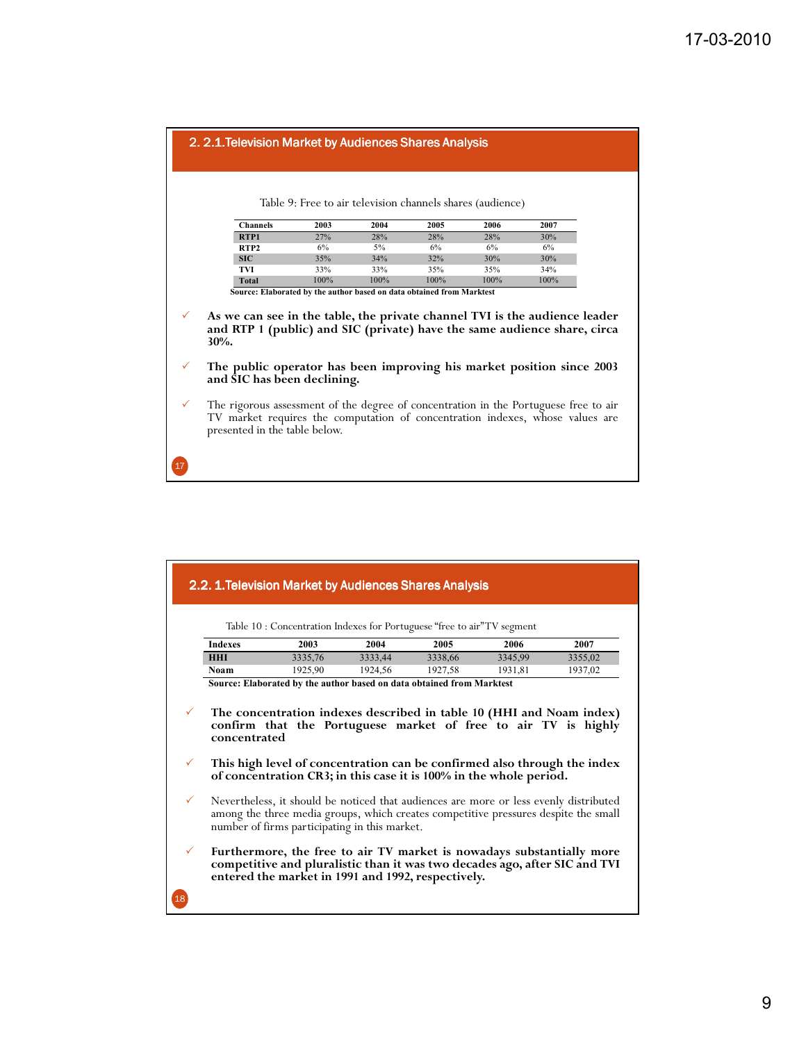## 2. 2.1.Television Market by Audiences Shares Analysis

Table 9: Free to air television channels shares (audience)

| Channels | 2003 | 2004 | 2005 | 2006 | 2007 |
|---|---|---|---|---|---|
| **RTP1** | 27% | 28% | 28% | 28% | 30% |
| **RTP2** | 6% | 5% | 6% | 6% | 6% |
| **SIC** | 35% | 34% | 32% | 30% | 30% |
| **TVI** | 33% | 33% | 35% | 35% | 34% |
| **Total** | 100% | 100% | 100% | 100% | 100% |

**Source: Elaborated by the author based on data obtained from Marktest**

- **As we can see in the table, the private channel TVI is the audience leader and RTP 1 (public) and SIC (private) have the same audience share, circa 30%.**
- **The public operator has been improving his market position since 2003 and SIC has been declining.**
- The rigorous assessment of the degree of concentration in the Portuguese free to air TV market requires the computation of concentration indexes, whose values are presented in the table below.

## 2.2. 1.Television Market by Audiences Shares Analysis

Table 10 : Concentration Indexes for Portuguese "free to air"TV segment

| Indexes | 2003 | 2004 | 2005 | 2006 | 2007 |
|---|---|---|---|---|---|
| **HHI** | 3335,76 | 3333,44 | 3338,66 | 3345,99 | 3355,02 |
| **Noam** | 1925,90 | 1924,56 | 1927,58 | 1931,81 | 1937,02 |

**Source: Elaborated by the author based on data obtained from Marktest**

- **The concentration indexes described in table 10 (HHI and Noam index) confirm that the Portuguese market of free to air TV is highly concentrated**
- **This high level of concentration can be confirmed also through the index of concentration CR3; in this case it is 100% in the whole period.**
- Nevertheless, it should be noticed that audiences are more or less evenly distributed among the three media groups, which creates competitive pressures despite the small number of firms participating in this market.
- **Furthermore, the free to air TV market is nowadays substantially more competitive and pluralistic than it was two decades ago, after SIC and TVI entered the market in 1991 and 1992, respectively.**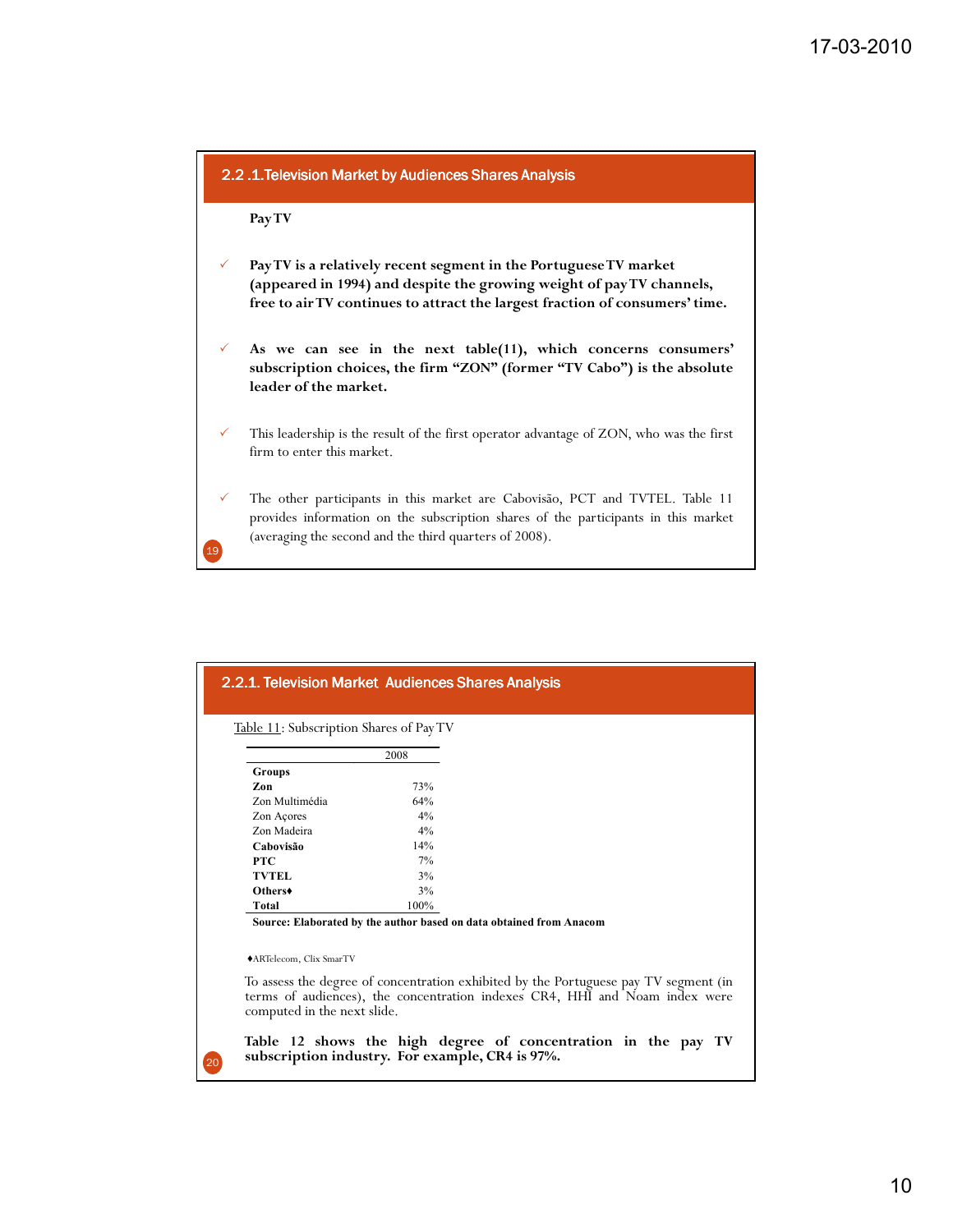## 2.2 .1.Television Market by Audiences Shares Analysis

**Pay TV**

- **Pay TV is a relatively recent segment in the Portuguese TV market (appeared in 1994) and despite the growing weight of pay TV channels, free to air TV continues to attract the largest fraction of consumers' time.**

- **As we can see in the next table(11), which concerns consumers' subscription choices, the firm "ZON" (former "TV Cabo") is the absolute leader of the market.**

- This leadership is the result of the first operator advantage of ZON, who was the first firm to enter this market.

- The other participants in this market are Cabovisão, PCT and TVTEL. Table 11 provides information on the subscription shares of the participants in this market (averaging the second and the third quarters of 2008).

## 2.2.1. Television Market Audiences Shares Analysis

Table 11: Subscription Shares of Pay TV

| | 2008 |
|---|---|
| **Groups** | |
| **Zon** | 73% |
| Zon Multimédia | 64% |
| Zon Açores | 4% |
| Zon Madeira | 4% |
| **Cabovisão** | 14% |
| **PTC** | 7% |
| **TVTEL** | 3% |
| **Others♦** | 3% |
| **Total** | 100% |

**Source: Elaborated by the author based on data obtained from Anacom**

♦ARTelecom, Clix SmarTV

To assess the degree of concentration exhibited by the Portuguese pay TV segment (in terms of audiences), the concentration indexes CR4, HHI and Noam index were computed in the next slide.

**Table 12 shows the high degree of concentration in the pay TV subscription industry. For example, CR4 is 97%.**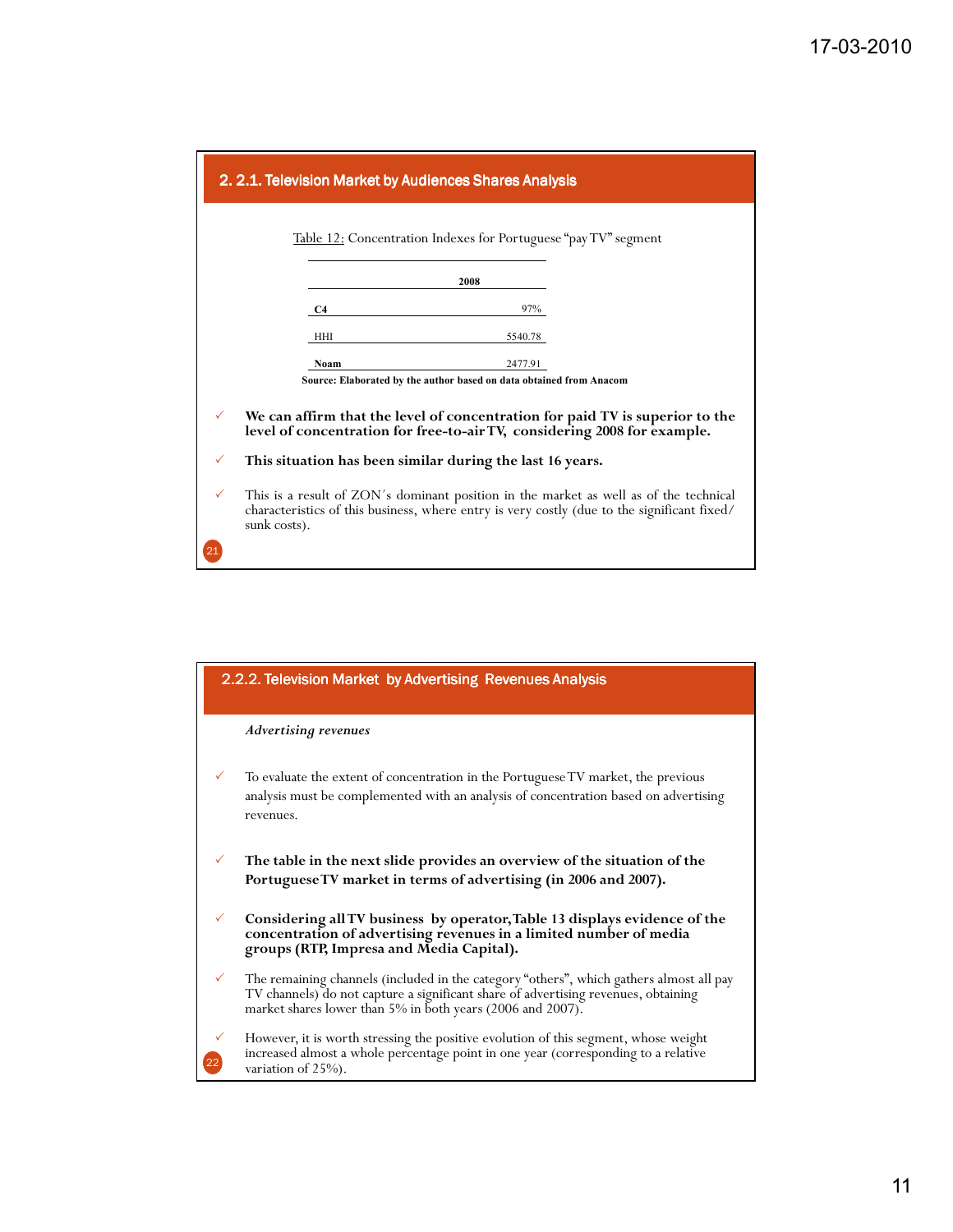## 2. 2.1. Television Market by Audiences Shares Analysis

Table 12: Concentration Indexes for Portuguese "pay TV" segment

| | 2008 |
|---|---|
| **C4** | 97% |
| HHI | 5540.78 |
| **Noam** | 2477.91 |

**Source: Elaborated by the author based on data obtained from Anacom**

- **We can affirm that the level of concentration for paid TV is superior to the level of concentration for free-to-air TV, considering 2008 for example.**
- **This situation has been similar during the last 16 years.**
- This is a result of ZON´s dominant position in the market as well as of the technical characteristics of this business, where entry is very costly (due to the significant fixed/ sunk costs).

## 2.2.2. Television Market by Advertising Revenues Analysis

***Advertising revenues***

- To evaluate the extent of concentration in the Portuguese TV market, the previous analysis must be complemented with an analysis of concentration based on advertising revenues.
- **The table in the next slide provides an overview of the situation of the Portuguese TV market in terms of advertising (in 2006 and 2007).**
- **Considering all TV business by operator, Table 13 displays evidence of the concentration of advertising revenues in a limited number of media groups (RTP, Impresa and Media Capital).**
- The remaining channels (included in the category "others", which gathers almost all pay TV channels) do not capture a significant share of advertising revenues, obtaining market shares lower than 5% in both years (2006 and 2007).
- However, it is worth stressing the positive evolution of this segment, whose weight increased almost a whole percentage point in one year (corresponding to a relative variation of 25%).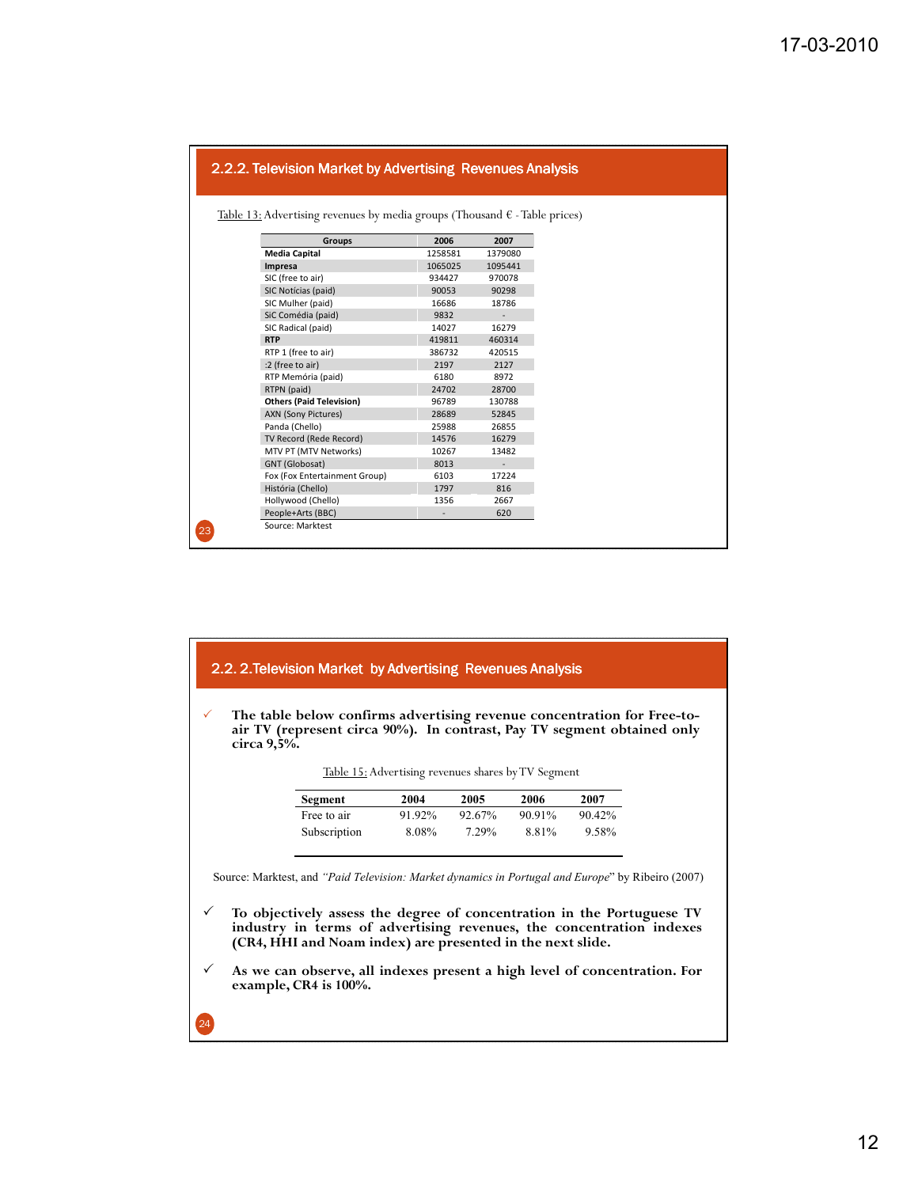## 2.2.2. Television Market by Advertising Revenues Analysis

Table 13: Advertising revenues by media groups (Thousand € - Table prices)

| Groups | 2006 | 2007 |
|---|---|---|
| **Media Capital** | 1258581 | 1379080 |
| **Impresa** | 1065025 | 1095441 |
| SIC (free to air) | 934427 | 970078 |
| SIC Notícias (paid) | 90053 | 90298 |
| SIC Mulher (paid) | 16686 | 18786 |
| SIC Comédia (paid) | 9832 | - |
| SIC Radical (paid) | 14027 | 16279 |
| **RTP** | 419811 | 460314 |
| RTP 1 (free to air) | 386732 | 420515 |
| :2 (free to air) | 2197 | 2127 |
| RTP Memória (paid) | 6180 | 8972 |
| RTPN (paid) | 24702 | 28700 |
| **Others (Paid Television)** | 96789 | 130788 |
| AXN (Sony Pictures) | 28689 | 52845 |
| Panda (Chello) | 25988 | 26855 |
| TV Record (Rede Record) | 14576 | 16279 |
| MTV PT (MTV Networks) | 10267 | 13482 |
| GNT (Globosat) | 8013 | - |
| Fox (Fox Entertainment Group) | 6103 | 17224 |
| História (Chello) | 1797 | 816 |
| Hollywood (Chello) | 1356 | 2667 |
| People+Arts (BBC) | - | 620 |

Source: Marktest

## 2.2. 2.Television Market by Advertising Revenues Analysis

- **The table below confirms advertising revenue concentration for Free-to-air TV (represent circa 90%). In contrast, Pay TV segment obtained only circa 9,5%.**

Table 15: Advertising revenues shares by TV Segment

| Segment | 2004 | 2005 | 2006 | 2007 |
|---|---|---|---|---|
| Free to air | 91.92% | 92.67% | 90.91% | 90.42% |
| Subscription | 8.08% | 7.29% | 8.81% | 9.58% |

Source: Marktest, and *"Paid Television: Market dynamics in Portugal and Europe"* by Ribeiro (2007)

- **To objectively assess the degree of concentration in the Portuguese TV industry in terms of advertising revenues, the concentration indexes (CR4, HHI and Noam index) are presented in the next slide.**
- **As we can observe, all indexes present a high level of concentration. For example, CR4 is 100%.**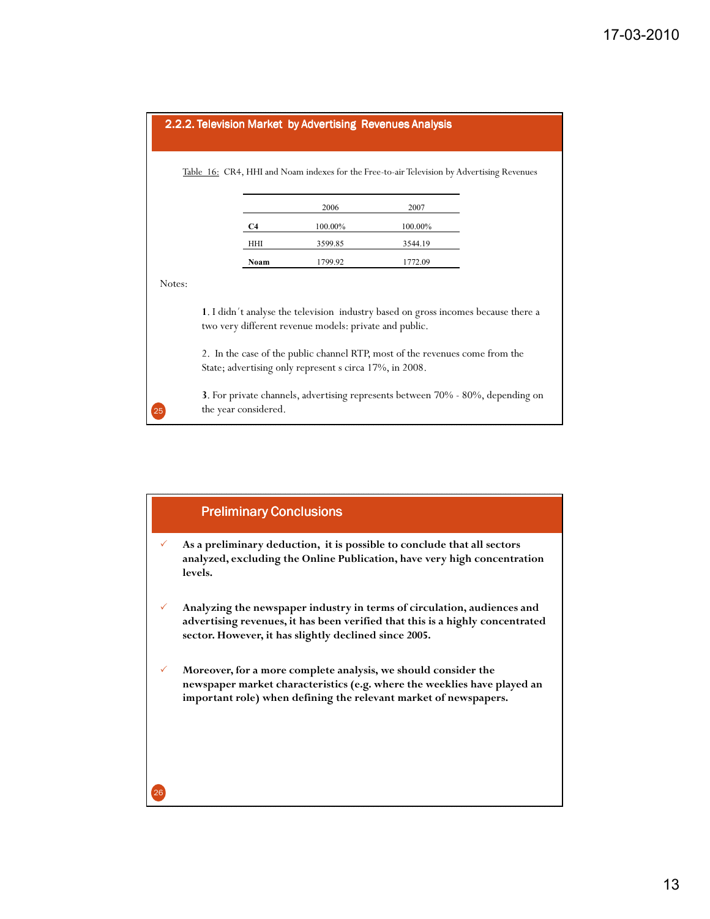## 2.2.2. Television Market by Advertising Revenues Analysis

Table 16: CR4, HHI and Noam indexes for the Free-to-air Television by Advertising Revenues

| | 2006 | 2007 |
|---|---|---|
| **C4** | 100.00% | 100.00% |
| HHI | 3599.85 | 3544.19 |
| **Noam** | 1799.92 | 1772.09 |

Notes:

**1**. I didn´t analyse the television industry based on gross incomes because there a two very different revenue models: private and public.

2. In the case of the public channel RTP, most of the revenues come from the State; advertising only represent s circa 17%, in 2008.

**3**. For private channels, advertising represents between 70% - 80%, depending on the year considered.

## Preliminary Conclusions

- **As a preliminary deduction, it is possible to conclude that all sectors analyzed, excluding the Online Publication, have very high concentration levels.**
- **Analyzing the newspaper industry in terms of circulation, audiences and advertising revenues, it has been verified that this is a highly concentrated sector. However, it has slightly declined since 2005.**
- **Moreover, for a more complete analysis, we should consider the newspaper market characteristics (e.g. where the weeklies have played an important role) when defining the relevant market of newspapers.**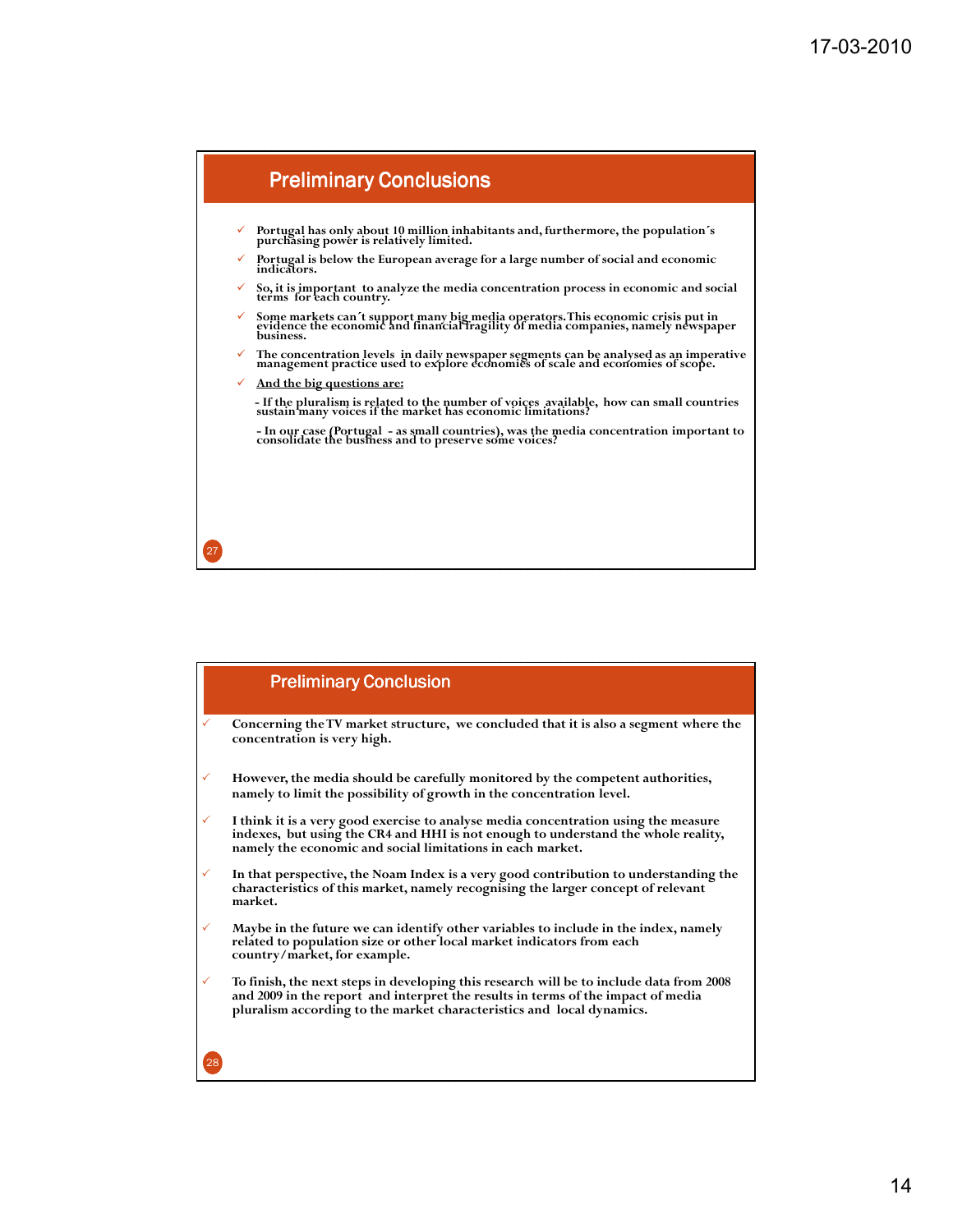## Preliminary Conclusions

- Portugal has only about 10 million inhabitants and, furthermore, the population´s purchasing power is relatively limited.
- Portugal is below the European average for a large number of social and economic indicators.
- So, it is important to analyze the media concentration process in economic and social terms for each country.
- Some markets can´t support many big media operators.This economic crisis put in evidence the economic and financial fragility of media companies, namely newspaper business.
- The concentration levels in daily newspaper segments can be analysed as an imperative management practice used to explore economies of scale and economies of scope.
- <u>And the big questions are:</u>

  - If the pluralism is related to the number of voices available, how can small countries sustain many voices if the market has economic limitations?

  - In our case (Portugal - as small countries), was the media concentration important to consolidate the business and to preserve some voices?

## Preliminary Conclusion

- Concerning the TV market structure, we concluded that it is also a segment where the concentration is very high.
- However, the media should be carefully monitored by the competent authorities, namely to limit the possibility of growth in the concentration level.
- I think it is a very good exercise to analyse media concentration using the measure indexes, but using the CR4 and HHI is not enough to understand the whole reality, namely the economic and social limitations in each market.
- In that perspective, the Noam Index is a very good contribution to understanding the characteristics of this market, namely recognising the larger concept of relevant market.
- Maybe in the future we can identify other variables to include in the index, namely related to population size or other local market indicators from each country/market, for example.
- To finish, the next steps in developing this research will be to include data from 2008 and 2009 in the report and interpret the results in terms of the impact of media pluralism according to the market characteristics and local dynamics.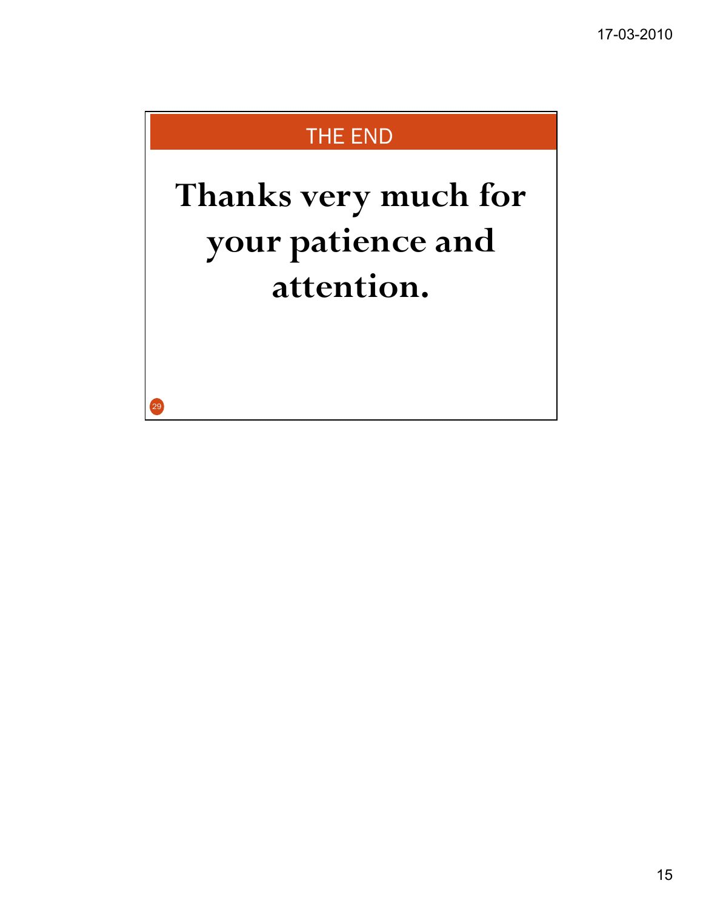## THE END

# Thanks very much for your patience and attention.